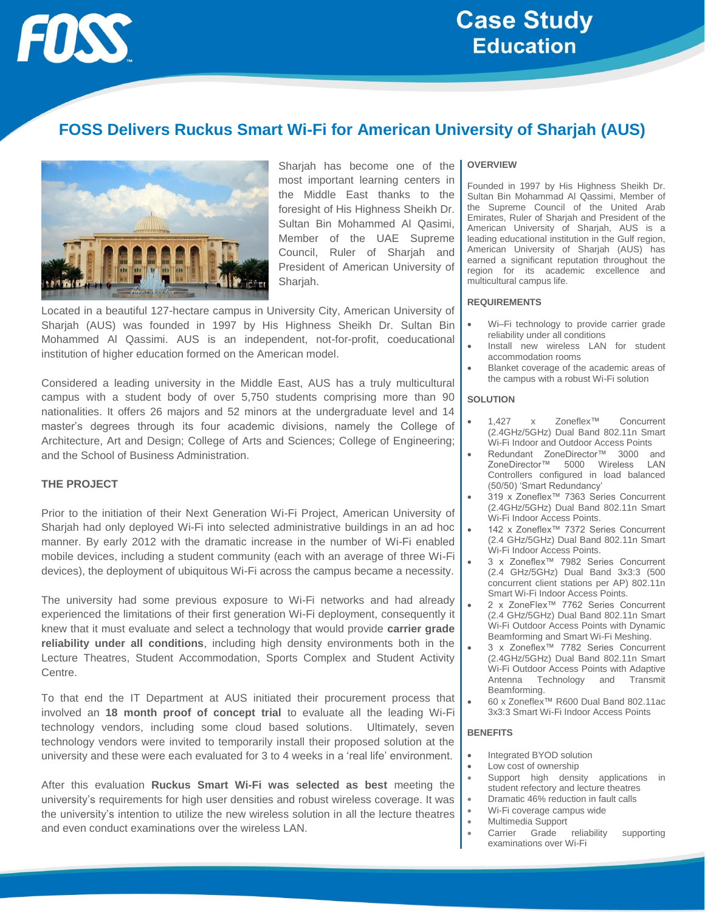# Case Study
## Education

# FOSS Delivers Ruckus Smart Wi-Fi for American University of Sharjah (AUS)

Sharjah has become one of the most important learning centers in the Middle East thanks to the foresight of His Highness Sheikh Dr. Sultan Bin Mohammed Al Qasimi, Member of the UAE Supreme Council, Ruler of Sharjah and President of American University of Sharjah.

Located in a beautiful 127-hectare campus in University City, American University of Sharjah (AUS) was founded in 1997 by His Highness Sheikh Dr. Sultan Bin Mohammed Al Qassimi. AUS is an independent, not-for-profit, coeducational institution of higher education formed on the American model.

Considered a leading university in the Middle East, AUS has a truly multicultural campus with a student body of over 5,750 students comprising more than 90 nationalities. It offers 26 majors and 52 minors at the undergraduate level and 14 master's degrees through its four academic divisions, namely the College of Architecture, Art and Design; College of Arts and Sciences; College of Engineering; and the School of Business Administration.

### THE PROJECT

Prior to the initiation of their Next Generation Wi-Fi Project, American University of Sharjah had only deployed Wi-Fi into selected administrative buildings in an ad hoc manner. By early 2012 with the dramatic increase in the number of Wi-Fi enabled mobile devices, including a student community (each with an average of three Wi-Fi devices), the deployment of ubiquitous Wi-Fi across the campus became a necessity.

The university had some previous exposure to Wi-Fi networks and had already experienced the limitations of their first generation Wi-Fi deployment, consequently it knew that it must evaluate and select a technology that would provide **carrier grade reliability under all conditions**, including high density environments both in the Lecture Theatres, Student Accommodation, Sports Complex and Student Activity Centre.

To that end the IT Department at AUS initiated their procurement process that involved an **18 month proof of concept trial** to evaluate all the leading Wi-Fi technology vendors, including some cloud based solutions. Ultimately, seven technology vendors were invited to temporarily install their proposed solution at the university and these were each evaluated for 3 to 4 weeks in a 'real life' environment.

After this evaluation **Ruckus Smart Wi-Fi was selected as best** meeting the university's requirements for high user densities and robust wireless coverage. It was the university's intention to utilize the new wireless solution in all the lecture theatres and even conduct examinations over the wireless LAN.

### OVERVIEW

Founded in 1997 by His Highness Sheikh Dr. Sultan Bin Mohammad Al Qassimi, Member of the Supreme Council of the United Arab Emirates, Ruler of Sharjah and President of the American University of Sharjah, AUS is a leading educational institution in the Gulf region, American University of Sharjah (AUS) has earned a significant reputation throughout the region for its academic excellence and multicultural campus life.

### REQUIREMENTS

- Wi–Fi technology to provide carrier grade reliability under all conditions
- Install new wireless LAN for student accommodation rooms
- Blanket coverage of the academic areas of the campus with a robust Wi-Fi solution

### SOLUTION

- 1,427 x Zoneflex™ Concurrent (2.4GHz/5GHz) Dual Band 802.11n Smart Wi-Fi Indoor and Outdoor Access Points
- Redundant ZoneDirector™ 3000 and ZoneDirector™ 5000 Wireless LAN Controllers configured in load balanced (50/50) 'Smart Redundancy'
- 319 x Zoneflex™ 7363 Series Concurrent (2.4GHz/5GHz) Dual Band 802.11n Smart Wi-Fi Indoor Access Points.
- 142 x Zoneflex™ 7372 Series Concurrent (2.4 GHz/5GHz) Dual Band 802.11n Smart Wi-Fi Indoor Access Points.
- 3 x Zoneflex™ 7982 Series Concurrent (2.4 GHz/5GHz) Dual Band 3x3:3 (500 concurrent client stations per AP) 802.11n Smart Wi-Fi Indoor Access Points.
- 2 x ZoneFlex™ 7762 Series Concurrent (2.4 GHz/5GHz) Dual Band 802.11n Smart Wi-Fi Outdoor Access Points with Dynamic Beamforming and Smart Wi-Fi Meshing.
- 3 x Zoneflex™ 7782 Series Concurrent (2.4GHz/5GHz) Dual Band 802.11n Smart Wi-Fi Outdoor Access Points with Adaptive Antenna Technology and Transmit Beamforming.
- 60 x Zoneflex™ R600 Dual Band 802.11ac 3x3:3 Smart Wi-Fi Indoor Access Points

### BENEFITS

- Integrated BYOD solution
- Low cost of ownership
- Support high density applications in student refectory and lecture theatres
- Dramatic 46% reduction in fault calls
- Wi-Fi coverage campus wide
- Multimedia Support
- Carrier Grade reliability supporting examinations over Wi-Fi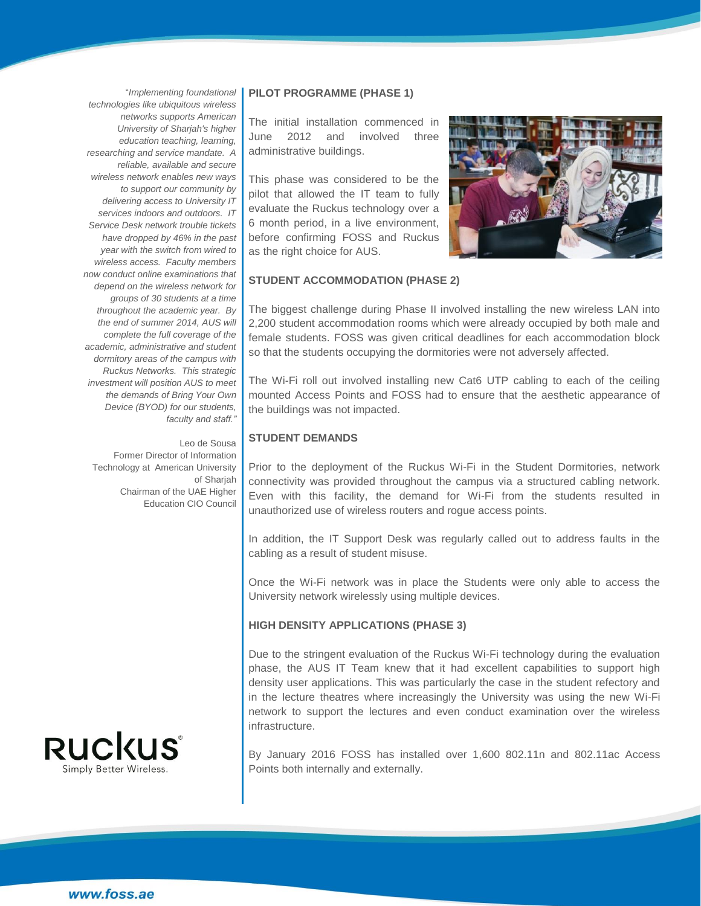*"Implementing foundational technologies like ubiquitous wireless networks supports American University of Sharjah's higher education teaching, learning, researching and service mandate. A reliable, available and secure wireless network enables new ways to support our community by delivering access to University IT services indoors and outdoors. IT Service Desk network trouble tickets have dropped by 46% in the past year with the switch from wired to wireless access. Faculty members now conduct online examinations that depend on the wireless network for groups of 30 students at a time throughout the academic year. By the end of summer 2014, AUS will complete the full coverage of the academic, administrative and student dormitory areas of the campus with Ruckus Networks. This strategic investment will position AUS to meet the demands of Bring Your Own Device (BYOD) for our students, faculty and staff."*

Leo de Sousa
Former Director of Information Technology at American University of Sharjah
Chairman of the UAE Higher Education CIO Council

**PILOT PROGRAMME (PHASE 1)**

The initial installation commenced in June 2012 and involved three administrative buildings.

This phase was considered to be the pilot that allowed the IT team to fully evaluate the Ruckus technology over a 6 month period, in a live environment, before confirming FOSS and Ruckus as the right choice for AUS.

**STUDENT ACCOMMODATION (PHASE 2)**

The biggest challenge during Phase II involved installing the new wireless LAN into 2,200 student accommodation rooms which were already occupied by both male and female students. FOSS was given critical deadlines for each accommodation block so that the students occupying the dormitories were not adversely affected.

The Wi-Fi roll out involved installing new Cat6 UTP cabling to each of the ceiling mounted Access Points and FOSS had to ensure that the aesthetic appearance of the buildings was not impacted.

**STUDENT DEMANDS**

Prior to the deployment of the Ruckus Wi-Fi in the Student Dormitories, network connectivity was provided throughout the campus via a structured cabling network. Even with this facility, the demand for Wi-Fi from the students resulted in unauthorized use of wireless routers and rogue access points.

In addition, the IT Support Desk was regularly called out to address faults in the cabling as a result of student misuse.

Once the Wi-Fi network was in place the Students were only able to access the University network wirelessly using multiple devices.

**HIGH DENSITY APPLICATIONS (PHASE 3)**

Due to the stringent evaluation of the Ruckus Wi-Fi technology during the evaluation phase, the AUS IT Team knew that it had excellent capabilities to support high density user applications. This was particularly the case in the student refectory and in the lecture theatres where increasingly the University was using the new Wi-Fi network to support the lectures and even conduct examination over the wireless infrastructure.

By January 2016 FOSS has installed over 1,600 802.11n and 802.11ac Access Points both internally and externally.

Ruckus
Simply Better Wireless.

www.foss.ae